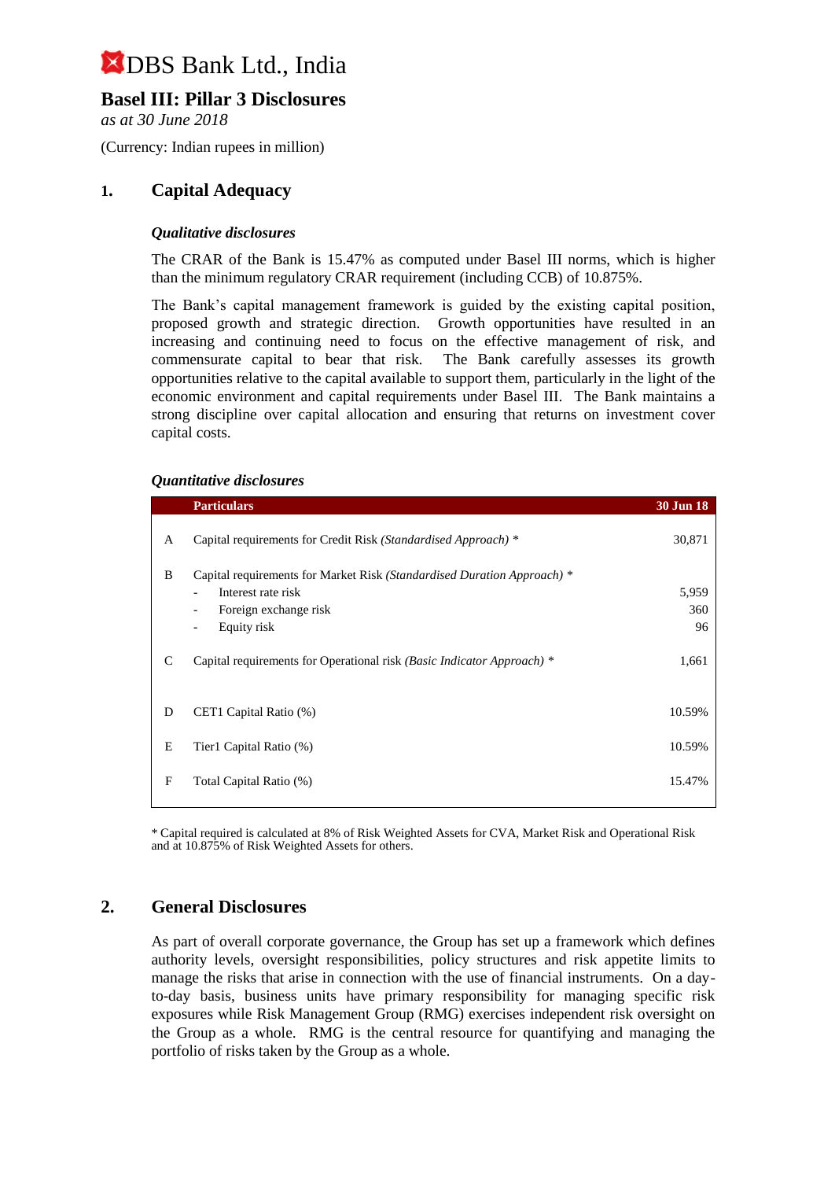# DBS Bank Ltd., India

## Basel III: Pillar 3 Disclosures

*as at 30 June 2018*

(Currency: Indian rupees in million)

## 1. Capital Adequacy

### *Qualitative disclosures*

The CRAR of the Bank is 15.47% as computed under Basel III norms, which is higher than the minimum regulatory CRAR requirement (including CCB) of 10.875%.

The Bank's capital management framework is guided by the existing capital position, proposed growth and strategic direction. Growth opportunities have resulted in an increasing and continuing need to focus on the effective management of risk, and commensurate capital to bear that risk. The Bank carefully assesses its growth opportunities relative to the capital available to support them, particularly in the light of the economic environment and capital requirements under Basel III. The Bank maintains a strong discipline over capital allocation and ensuring that returns on investment cover capital costs.

### *Quantitative disclosures*

| | Particulars | 30 Jun 18 |
|---|---|---|
| A | Capital requirements for Credit Risk *(Standardised Approach)* * | 30,871 |
| B | Capital requirements for Market Risk *(Standardised Duration Approach)* * | |
| | - Interest rate risk | 5,959 |
| | - Foreign exchange risk | 360 |
| | - Equity risk | 96 |
| C | Capital requirements for Operational risk *(Basic Indicator Approach)* * | 1,661 |
| D | CET1 Capital Ratio (%) | 10.59% |
| E | Tier1 Capital Ratio (%) | 10.59% |
| F | Total Capital Ratio (%) | 15.47% |

* Capital required is calculated at 8% of Risk Weighted Assets for CVA, Market Risk and Operational Risk and at 10.875% of Risk Weighted Assets for others.

## 2. General Disclosures

As part of overall corporate governance, the Group has set up a framework which defines authority levels, oversight responsibilities, policy structures and risk appetite limits to manage the risks that arise in connection with the use of financial instruments. On a day-to-day basis, business units have primary responsibility for managing specific risk exposures while Risk Management Group (RMG) exercises independent risk oversight on the Group as a whole. RMG is the central resource for quantifying and managing the portfolio of risks taken by the Group as a whole.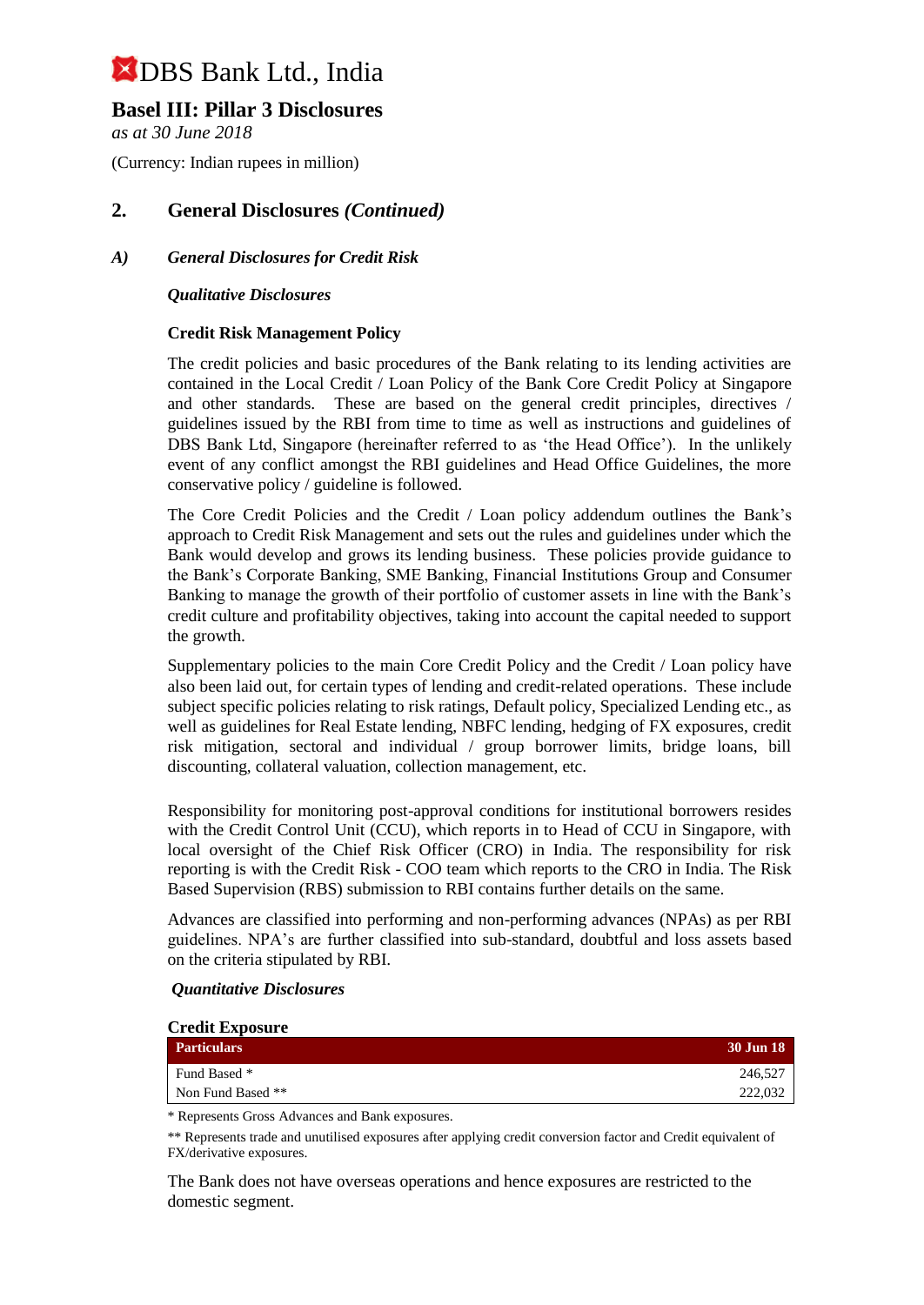# DBS Bank Ltd., India

## Basel III: Pillar 3 Disclosures

*as at 30 June 2018*

(Currency: Indian rupees in million)

## 2. General Disclosures *(Continued)*

### *A) General Disclosures for Credit Risk*

***Qualitative Disclosures***

**Credit Risk Management Policy**

The credit policies and basic procedures of the Bank relating to its lending activities are contained in the Local Credit / Loan Policy of the Bank Core Credit Policy at Singapore and other standards. These are based on the general credit principles, directives / guidelines issued by the RBI from time to time as well as instructions and guidelines of DBS Bank Ltd, Singapore (hereinafter referred to as 'the Head Office'). In the unlikely event of any conflict amongst the RBI guidelines and Head Office Guidelines, the more conservative policy / guideline is followed.

The Core Credit Policies and the Credit / Loan policy addendum outlines the Bank's approach to Credit Risk Management and sets out the rules and guidelines under which the Bank would develop and grows its lending business. These policies provide guidance to the Bank's Corporate Banking, SME Banking, Financial Institutions Group and Consumer Banking to manage the growth of their portfolio of customer assets in line with the Bank's credit culture and profitability objectives, taking into account the capital needed to support the growth.

Supplementary policies to the main Core Credit Policy and the Credit / Loan policy have also been laid out, for certain types of lending and credit-related operations. These include subject specific policies relating to risk ratings, Default policy, Specialized Lending etc., as well as guidelines for Real Estate lending, NBFC lending, hedging of FX exposures, credit risk mitigation, sectoral and individual / group borrower limits, bridge loans, bill discounting, collateral valuation, collection management, etc.

Responsibility for monitoring post-approval conditions for institutional borrowers resides with the Credit Control Unit (CCU), which reports in to Head of CCU in Singapore, with local oversight of the Chief Risk Officer (CRO) in India. The responsibility for risk reporting is with the Credit Risk - COO team which reports to the CRO in India. The Risk Based Supervision (RBS) submission to RBI contains further details on the same.

Advances are classified into performing and non-performing advances (NPAs) as per RBI guidelines. NPA's are further classified into sub-standard, doubtful and loss assets based on the criteria stipulated by RBI.

***Quantitative Disclosures***

**Credit Exposure**

| Particulars | 30 Jun 18 |
|---|---|
| Fund Based * | 246,527 |
| Non Fund Based ** | 222,032 |

* Represents Gross Advances and Bank exposures.

** Represents trade and unutilised exposures after applying credit conversion factor and Credit equivalent of FX/derivative exposures.

The Bank does not have overseas operations and hence exposures are restricted to the domestic segment.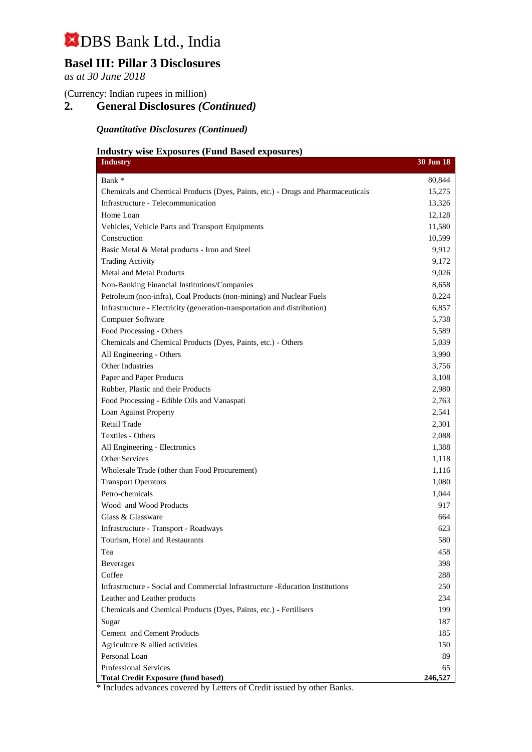# DBS Bank Ltd., India

## Basel III: Pillar 3 Disclosures

*as at 30 June 2018*

(Currency: Indian rupees in million)

## 2. General Disclosures *(Continued)*

### *Quantitative Disclosures (Continued)*

**Industry wise Exposures (Fund Based exposures)**

| Industry | 30 Jun 18 |
|---|---|
| Bank * | 80,844 |
| Chemicals and Chemical Products (Dyes, Paints, etc.) - Drugs and Pharmaceuticals | 15,275 |
| Infrastructure - Telecommunication | 13,326 |
| Home Loan | 12,128 |
| Vehicles, Vehicle Parts and Transport Equipments | 11,580 |
| Construction | 10,599 |
| Basic Metal & Metal products - Iron and Steel | 9,912 |
| Trading Activity | 9,172 |
| Metal and Metal Products | 9,026 |
| Non-Banking Financial Institutions/Companies | 8,658 |
| Petroleum (non-infra), Coal Products (non-mining) and Nuclear Fuels | 8,224 |
| Infrastructure - Electricity (generation-transportation and distribution) | 6,857 |
| Computer Software | 5,738 |
| Food Processing - Others | 5,589 |
| Chemicals and Chemical Products (Dyes, Paints, etc.) - Others | 5,039 |
| All Engineering - Others | 3,990 |
| Other Industries | 3,756 |
| Paper and Paper Products | 3,108 |
| Rubber, Plastic and their Products | 2,980 |
| Food Processing - Edible Oils and Vanaspati | 2,763 |
| Loan Against Property | 2,541 |
| Retail Trade | 2,301 |
| Textiles - Others | 2,088 |
| All Engineering - Electronics | 1,388 |
| Other Services | 1,118 |
| Wholesale Trade (other than Food Procurement) | 1,116 |
| Transport Operators | 1,080 |
| Petro-chemicals | 1,044 |
| Wood and Wood Products | 917 |
| Glass & Glassware | 664 |
| Infrastructure - Transport - Roadways | 623 |
| Tourism, Hotel and Restaurants | 580 |
| Tea | 458 |
| Beverages | 398 |
| Coffee | 288 |
| Infrastructure - Social and Commercial Infrastructure -Education Institutions | 250 |
| Leather and Leather products | 234 |
| Chemicals and Chemical Products (Dyes, Paints, etc.) - Fertilisers | 199 |
| Sugar | 187 |
| Cement and Cement Products | 185 |
| Agriculture & allied activities | 150 |
| Personal Loan | 89 |
| Professional Services | 65 |
| **Total Credit Exposure (fund based)** | **246,527** |

\* Includes advances covered by Letters of Credit issued by other Banks.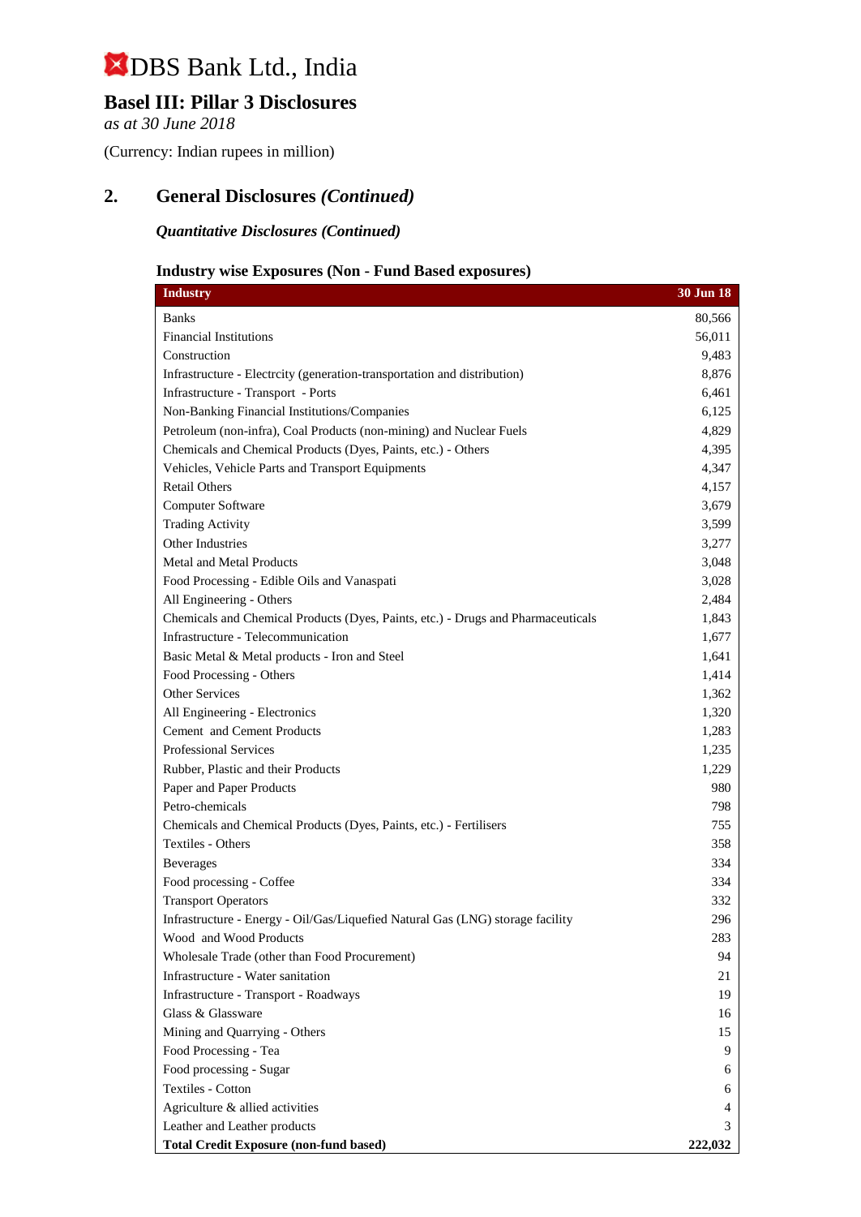# DBS Bank Ltd., India

## Basel III: Pillar 3 Disclosures

*as at 30 June 2018*

(Currency: Indian rupees in million)

## 2. General Disclosures *(Continued)*

### *Quantitative Disclosures (Continued)*

### Industry wise Exposures (Non - Fund Based exposures)

| Industry | 30 Jun 18 |
|---|---|
| Banks | 80,566 |
| Financial Institutions | 56,011 |
| Construction | 9,483 |
| Infrastructure - Electrcity (generation-transportation and distribution) | 8,876 |
| Infrastructure - Transport - Ports | 6,461 |
| Non-Banking Financial Institutions/Companies | 6,125 |
| Petroleum (non-infra), Coal Products (non-mining) and Nuclear Fuels | 4,829 |
| Chemicals and Chemical Products (Dyes, Paints, etc.) - Others | 4,395 |
| Vehicles, Vehicle Parts and Transport Equipments | 4,347 |
| Retail Others | 4,157 |
| Computer Software | 3,679 |
| Trading Activity | 3,599 |
| Other Industries | 3,277 |
| Metal and Metal Products | 3,048 |
| Food Processing - Edible Oils and Vanaspati | 3,028 |
| All Engineering - Others | 2,484 |
| Chemicals and Chemical Products (Dyes, Paints, etc.) - Drugs and Pharmaceuticals | 1,843 |
| Infrastructure - Telecommunication | 1,677 |
| Basic Metal & Metal products - Iron and Steel | 1,641 |
| Food Processing - Others | 1,414 |
| Other Services | 1,362 |
| All Engineering - Electronics | 1,320 |
| Cement and Cement Products | 1,283 |
| Professional Services | 1,235 |
| Rubber, Plastic and their Products | 1,229 |
| Paper and Paper Products | 980 |
| Petro-chemicals | 798 |
| Chemicals and Chemical Products (Dyes, Paints, etc.) - Fertilisers | 755 |
| Textiles - Others | 358 |
| Beverages | 334 |
| Food processing - Coffee | 334 |
| Transport Operators | 332 |
| Infrastructure - Energy - Oil/Gas/Liquefied Natural Gas (LNG) storage facility | 296 |
| Wood and Wood Products | 283 |
| Wholesale Trade (other than Food Procurement) | 94 |
| Infrastructure - Water sanitation | 21 |
| Infrastructure - Transport - Roadways | 19 |
| Glass & Glassware | 16 |
| Mining and Quarrying - Others | 15 |
| Food Processing - Tea | 9 |
| Food processing - Sugar | 6 |
| Textiles - Cotton | 6 |
| Agriculture & allied activities | 4 |
| Leather and Leather products | 3 |
| **Total Credit Exposure (non-fund based)** | **222,032** |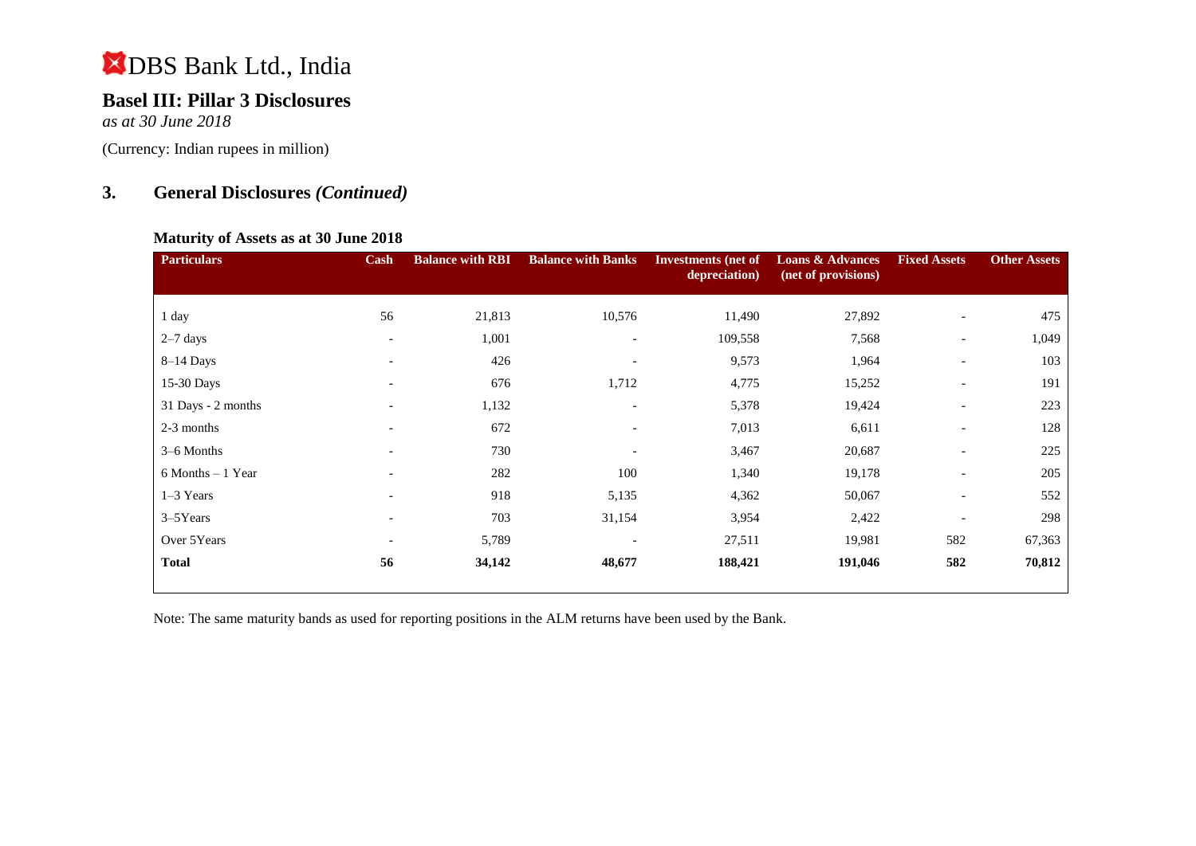# DBS Bank Ltd., India

## Basel III: Pillar 3 Disclosures

*as at 30 June 2018*

(Currency: Indian rupees in million)

## 3. General Disclosures *(Continued)*

### Maturity of Assets as at 30 June 2018

| Particulars | Cash | Balance with RBI | Balance with Banks | Investments (net of depreciation) | Loans & Advances (net of provisions) | Fixed Assets | Other Assets |
|---|---|---|---|---|---|---|---|
| 1 day | 56 | 21,813 | 10,576 | 11,490 | 27,892 | - | 475 |
| 2–7 days | - | 1,001 | - | 109,558 | 7,568 | - | 1,049 |
| 8–14 Days | - | 426 | - | 9,573 | 1,964 | - | 103 |
| 15-30 Days | - | 676 | 1,712 | 4,775 | 15,252 | - | 191 |
| 31 Days - 2 months | - | 1,132 | - | 5,378 | 19,424 | - | 223 |
| 2-3 months | - | 672 | - | 7,013 | 6,611 | - | 128 |
| 3–6 Months | - | 730 | - | 3,467 | 20,687 | - | 225 |
| 6 Months – 1 Year | - | 282 | 100 | 1,340 | 19,178 | - | 205 |
| 1–3 Years | - | 918 | 5,135 | 4,362 | 50,067 | - | 552 |
| 3–5Years | - | 703 | 31,154 | 3,954 | 2,422 | - | 298 |
| Over 5Years | - | 5,789 | - | 27,511 | 19,981 | 582 | 67,363 |
| **Total** | **56** | **34,142** | **48,677** | **188,421** | **191,046** | **582** | **70,812** |

Note: The same maturity bands as used for reporting positions in the ALM returns have been used by the Bank.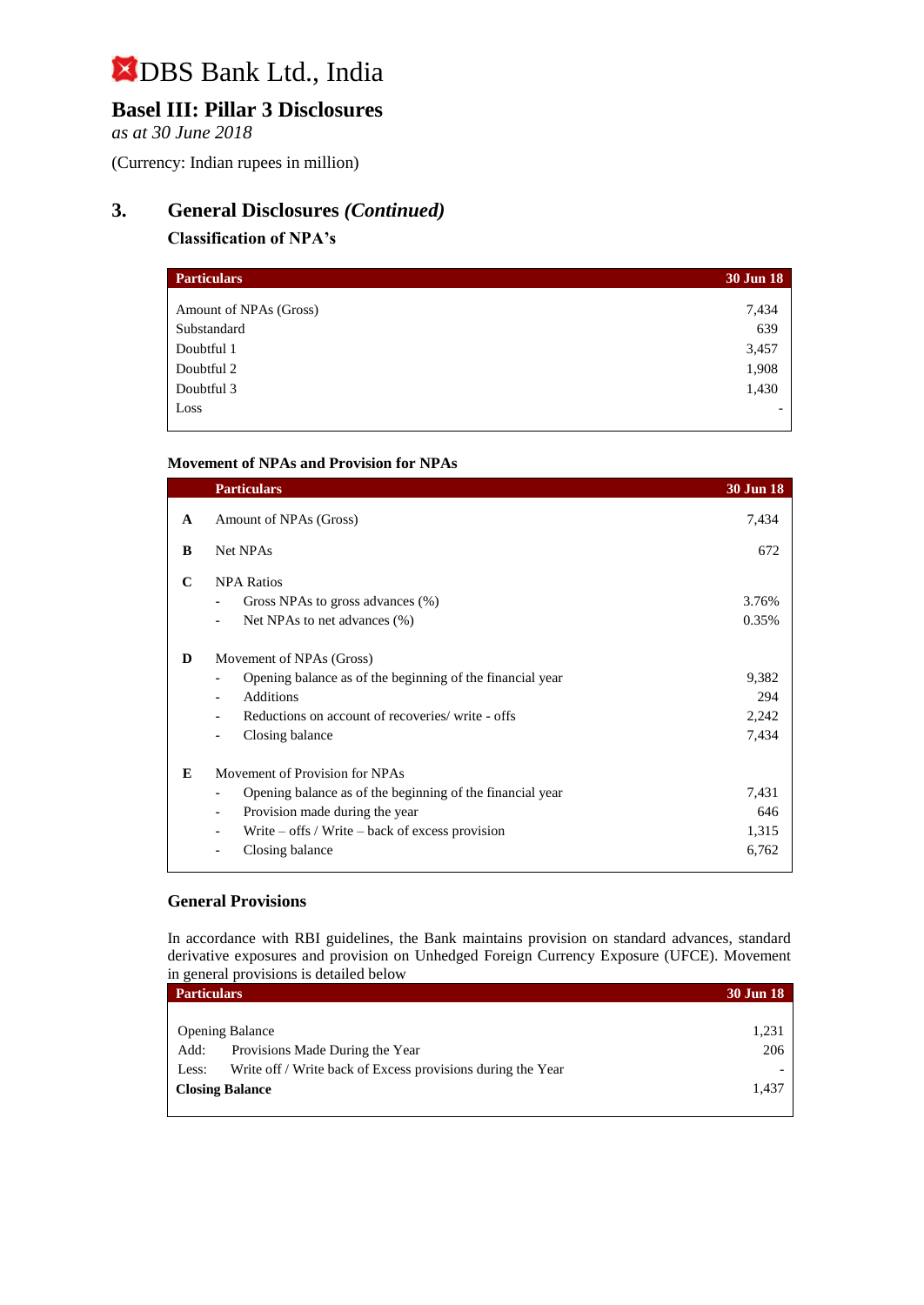# DBS Bank Ltd., India

## Basel III: Pillar 3 Disclosures

*as at 30 June 2018*

(Currency: Indian rupees in million)

## 3. General Disclosures *(Continued)*

### Classification of NPA's

| Particulars | 30 Jun 18 |
|---|---|
| Amount of NPAs (Gross) | 7,434 |
| Substandard | 639 |
| Doubtful 1 | 3,457 |
| Doubtful 2 | 1,908 |
| Doubtful 3 | 1,430 |
| Loss | - |

### Movement of NPAs and Provision for NPAs

| | Particulars | 30 Jun 18 |
|---|---|---|
| **A** | Amount of NPAs (Gross) | 7,434 |
| **B** | Net NPAs | 672 |
| **C** | NPA Ratios | |
| | - Gross NPAs to gross advances (%) | 3.76% |
| | - Net NPAs to net advances (%) | 0.35% |
| **D** | Movement of NPAs (Gross) | |
| | - Opening balance as of the beginning of the financial year | 9,382 |
| | - Additions | 294 |
| | - Reductions on account of recoveries/ write - offs | 2,242 |
| | - Closing balance | 7,434 |
| **E** | Movement of Provision for NPAs | |
| | - Opening balance as of the beginning of the financial year | 7,431 |
| | - Provision made during the year | 646 |
| | - Write – offs / Write – back of excess provision | 1,315 |
| | - Closing balance | 6,762 |

### General Provisions

In accordance with RBI guidelines, the Bank maintains provision on standard advances, standard derivative exposures and provision on Unhedged Foreign Currency Exposure (UFCE). Movement in general provisions is detailed below

| Particulars | 30 Jun 18 |
|---|---|
| Opening Balance | 1,231 |
| Add: Provisions Made During the Year | 206 |
| Less: Write off / Write back of Excess provisions during the Year | - |
| **Closing Balance** | 1,437 |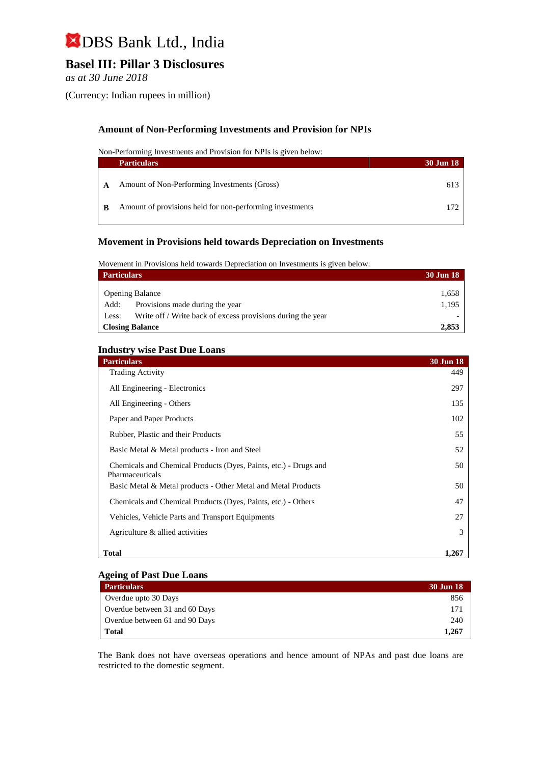# DBS Bank Ltd., India

## Basel III: Pillar 3 Disclosures

*as at 30 June 2018*

(Currency: Indian rupees in million)

### Amount of Non-Performing Investments and Provision for NPIs

Non-Performing Investments and Provision for NPIs is given below:

| | Particulars | 30 Jun 18 |
|---|---|---|
| **A** | Amount of Non-Performing Investments (Gross) | 613 |
| **B** | Amount of provisions held for non-performing investments | 172 |

### Movement in Provisions held towards Depreciation on Investments

Movement in Provisions held towards Depreciation on Investments is given below:

| Particulars | 30 Jun 18 |
|---|---|
| Opening Balance | 1,658 |
| Add: Provisions made during the year | 1,195 |
| Less: Write off / Write back of excess provisions during the year | - |
| **Closing Balance** | **2,853** |

### Industry wise Past Due Loans

| Particulars | 30 Jun 18 |
|---|---|
| Trading Activity | 449 |
| All Engineering - Electronics | 297 |
| All Engineering - Others | 135 |
| Paper and Paper Products | 102 |
| Rubber, Plastic and their Products | 55 |
| Basic Metal & Metal products - Iron and Steel | 52 |
| Chemicals and Chemical Products (Dyes, Paints, etc.) - Drugs and Pharmaceuticals | 50 |
| Basic Metal & Metal products - Other Metal and Metal Products | 50 |
| Chemicals and Chemical Products (Dyes, Paints, etc.) - Others | 47 |
| Vehicles, Vehicle Parts and Transport Equipments | 27 |
| Agriculture & allied activities | 3 |
| **Total** | **1,267** |

### Ageing of Past Due Loans

| Particulars | 30 Jun 18 |
|---|---|
| Overdue upto 30 Days | 856 |
| Overdue between 31 and 60 Days | 171 |
| Overdue between 61 and 90 Days | 240 |
| **Total** | **1,267** |

The Bank does not have overseas operations and hence amount of NPAs and past due loans are restricted to the domestic segment.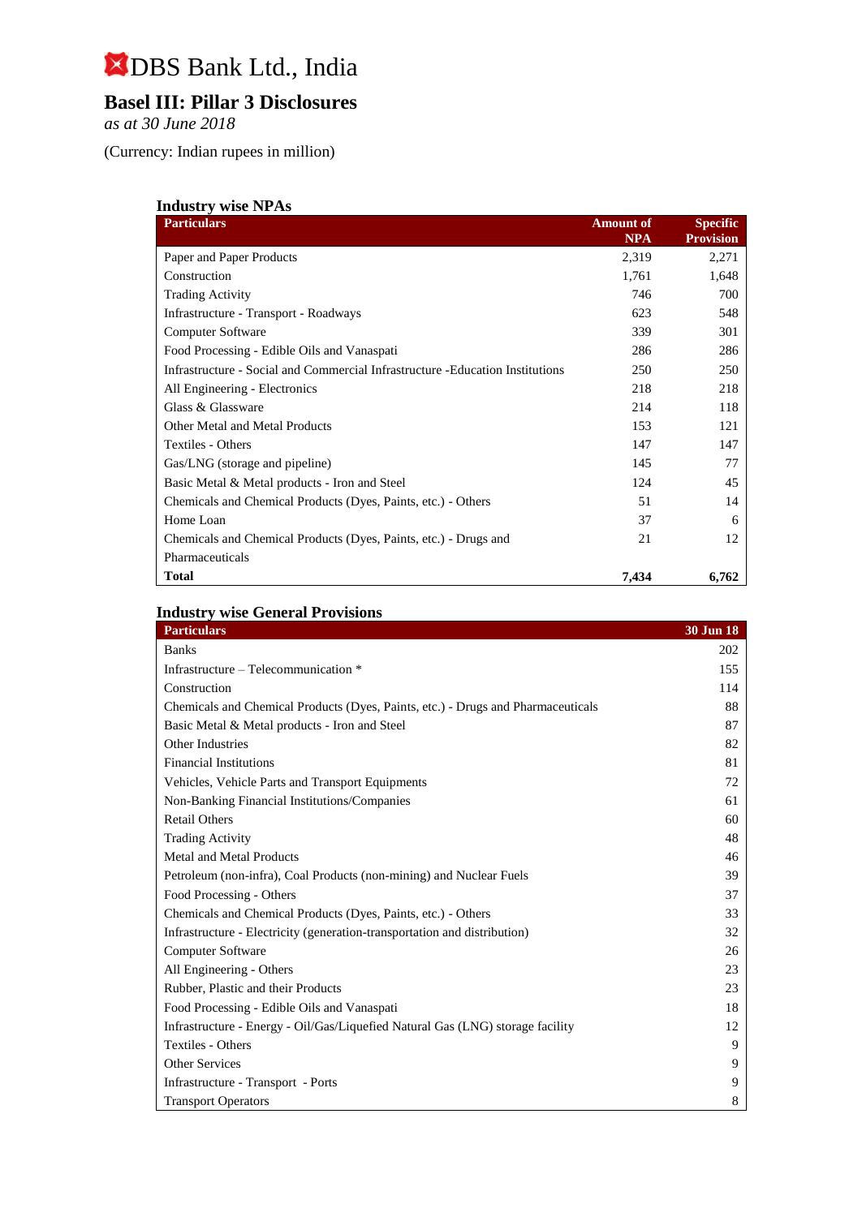# DBS Bank Ltd., India

## Basel III: Pillar 3 Disclosures

*as at 30 June 2018*

(Currency: Indian rupees in million)

### Industry wise NPAs

| Particulars | Amount of NPA | Specific Provision |
|---|---|---|
| Paper and Paper Products | 2,319 | 2,271 |
| Construction | 1,761 | 1,648 |
| Trading Activity | 746 | 700 |
| Infrastructure - Transport - Roadways | 623 | 548 |
| Computer Software | 339 | 301 |
| Food Processing - Edible Oils and Vanaspati | 286 | 286 |
| Infrastructure - Social and Commercial Infrastructure -Education Institutions | 250 | 250 |
| All Engineering - Electronics | 218 | 218 |
| Glass & Glassware | 214 | 118 |
| Other Metal and Metal Products | 153 | 121 |
| Textiles - Others | 147 | 147 |
| Gas/LNG (storage and pipeline) | 145 | 77 |
| Basic Metal & Metal products - Iron and Steel | 124 | 45 |
| Chemicals and Chemical Products (Dyes, Paints, etc.) - Others | 51 | 14 |
| Home Loan | 37 | 6 |
| Chemicals and Chemical Products (Dyes, Paints, etc.) - Drugs and Pharmaceuticals | 21 | 12 |
| **Total** | **7,434** | **6,762** |

### Industry wise General Provisions

| Particulars | 30 Jun 18 |
|---|---|
| Banks | 202 |
| Infrastructure – Telecommunication * | 155 |
| Construction | 114 |
| Chemicals and Chemical Products (Dyes, Paints, etc.) - Drugs and Pharmaceuticals | 88 |
| Basic Metal & Metal products - Iron and Steel | 87 |
| Other Industries | 82 |
| Financial Institutions | 81 |
| Vehicles, Vehicle Parts and Transport Equipments | 72 |
| Non-Banking Financial Institutions/Companies | 61 |
| Retail Others | 60 |
| Trading Activity | 48 |
| Metal and Metal Products | 46 |
| Petroleum (non-infra), Coal Products (non-mining) and Nuclear Fuels | 39 |
| Food Processing - Others | 37 |
| Chemicals and Chemical Products (Dyes, Paints, etc.) - Others | 33 |
| Infrastructure - Electricity (generation-transportation and distribution) | 32 |
| Computer Software | 26 |
| All Engineering - Others | 23 |
| Rubber, Plastic and their Products | 23 |
| Food Processing - Edible Oils and Vanaspati | 18 |
| Infrastructure - Energy - Oil/Gas/Liquefied Natural Gas (LNG) storage facility | 12 |
| Textiles - Others | 9 |
| Other Services | 9 |
| Infrastructure - Transport - Ports | 9 |
| Transport Operators | 8 |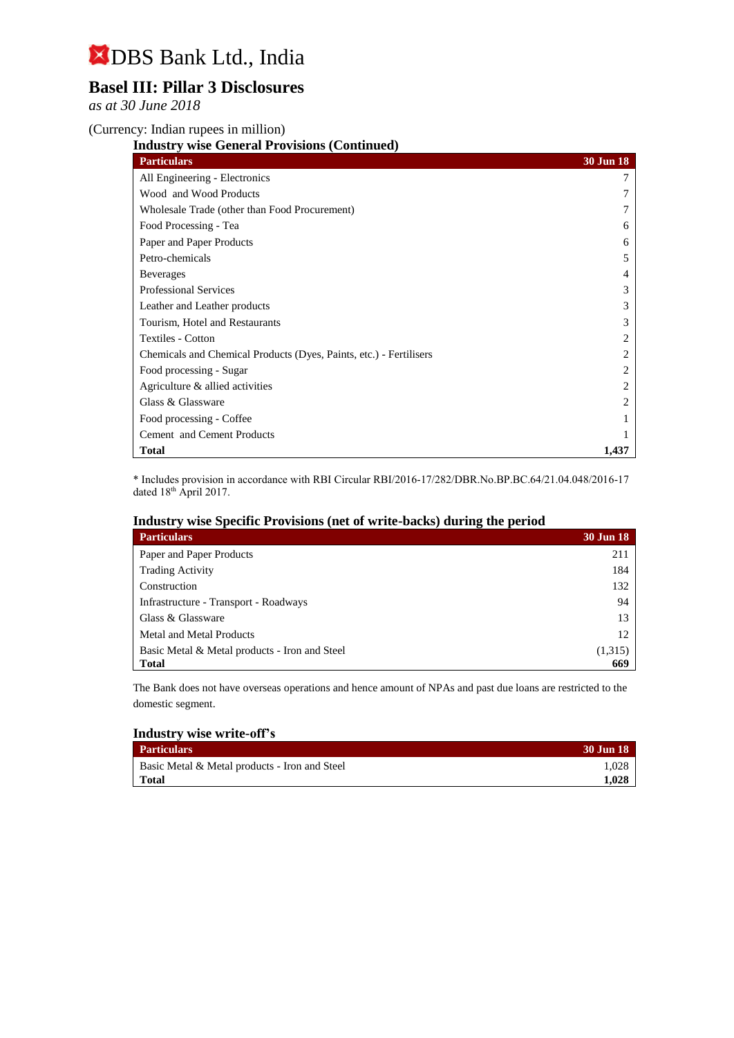# DBS Bank Ltd., India

## Basel III: Pillar 3 Disclosures

*as at 30 June 2018*

(Currency: Indian rupees in million)

### Industry wise General Provisions (Continued)

| Particulars | 30 Jun 18 |
|---|---|
| All Engineering - Electronics | 7 |
| Wood and Wood Products | 7 |
| Wholesale Trade (other than Food Procurement) | 7 |
| Food Processing - Tea | 6 |
| Paper and Paper Products | 6 |
| Petro-chemicals | 5 |
| Beverages | 4 |
| Professional Services | 3 |
| Leather and Leather products | 3 |
| Tourism, Hotel and Restaurants | 3 |
| Textiles - Cotton | 2 |
| Chemicals and Chemical Products (Dyes, Paints, etc.) - Fertilisers | 2 |
| Food processing - Sugar | 2 |
| Agriculture & allied activities | 2 |
| Glass & Glassware | 2 |
| Food processing - Coffee | 1 |
| Cement and Cement Products | 1 |
| **Total** | **1,437** |

* Includes provision in accordance with RBI Circular RBI/2016-17/282/DBR.No.BP.BC.64/21.04.048/2016-17 dated 18th April 2017.

### Industry wise Specific Provisions (net of write-backs) during the period

| Particulars | 30 Jun 18 |
|---|---|
| Paper and Paper Products | 211 |
| Trading Activity | 184 |
| Construction | 132 |
| Infrastructure - Transport - Roadways | 94 |
| Glass & Glassware | 13 |
| Metal and Metal Products | 12 |
| Basic Metal & Metal products - Iron and Steel | (1,315) |
| **Total** | **669** |

The Bank does not have overseas operations and hence amount of NPAs and past due loans are restricted to the domestic segment.

### Industry wise write-off's

| Particulars | 30 Jun 18 |
|---|---|
| Basic Metal & Metal products - Iron and Steel | 1,028 |
| **Total** | **1,028** |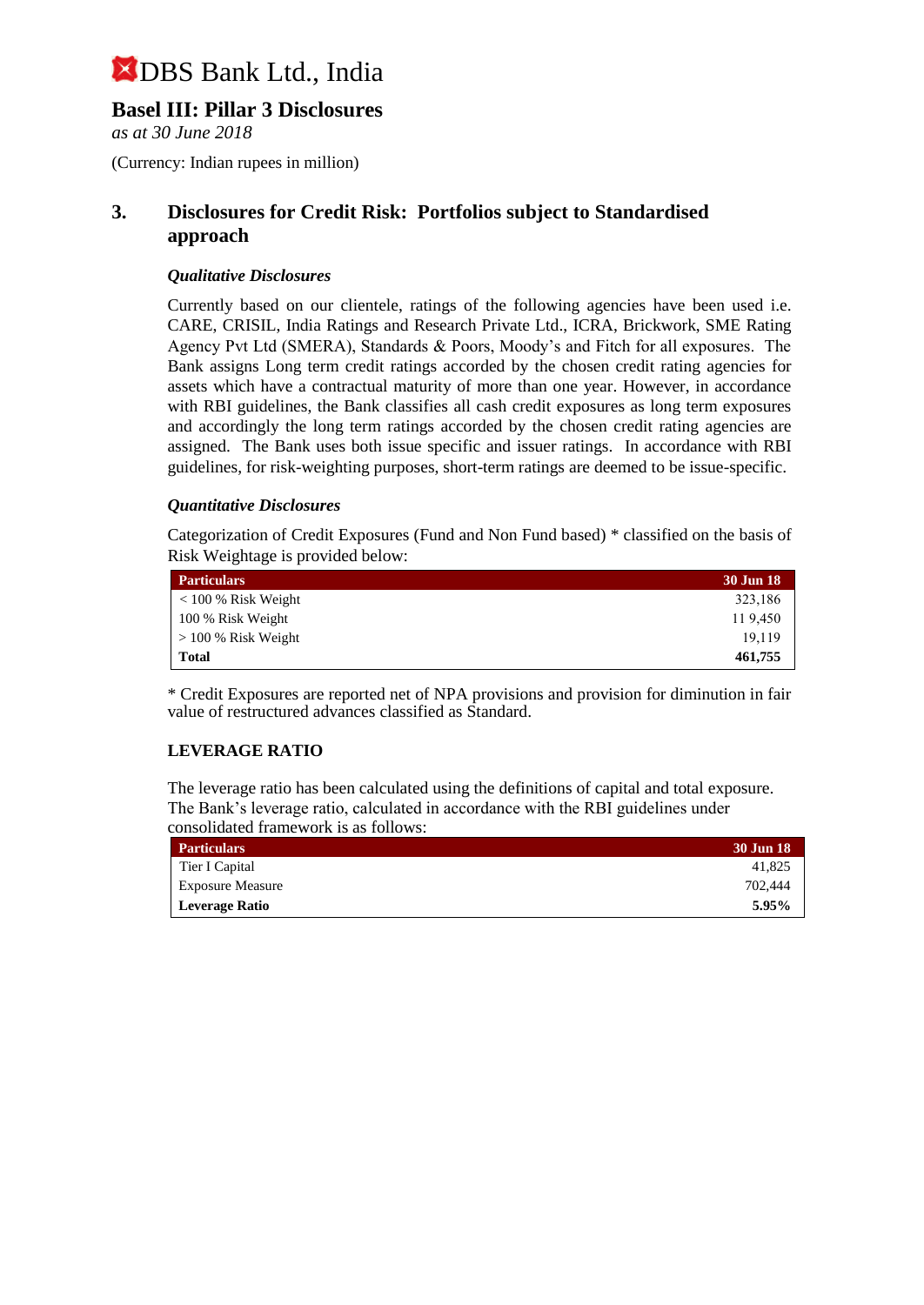# DBS Bank Ltd., India

## Basel III: Pillar 3 Disclosures

*as at 30 June 2018*

(Currency: Indian rupees in million)

## 3. Disclosures for Credit Risk: Portfolios subject to Standardised approach

### *Qualitative Disclosures*

Currently based on our clientele, ratings of the following agencies have been used i.e. CARE, CRISIL, India Ratings and Research Private Ltd., ICRA, Brickwork, SME Rating Agency Pvt Ltd (SMERA), Standards & Poors, Moody's and Fitch for all exposures. The Bank assigns Long term credit ratings accorded by the chosen credit rating agencies for assets which have a contractual maturity of more than one year. However, in accordance with RBI guidelines, the Bank classifies all cash credit exposures as long term exposures and accordingly the long term ratings accorded by the chosen credit rating agencies are assigned. The Bank uses both issue specific and issuer ratings. In accordance with RBI guidelines, for risk-weighting purposes, short-term ratings are deemed to be issue-specific.

### *Quantitative Disclosures*

Categorization of Credit Exposures (Fund and Non Fund based) * classified on the basis of Risk Weightage is provided below:

| Particulars | 30 Jun 18 |
|---|---|
| < 100 % Risk Weight | 323,186 |
| 100 % Risk Weight | 11 9,450 |
| > 100 % Risk Weight | 19,119 |
| **Total** | **461,755** |

* Credit Exposures are reported net of NPA provisions and provision for diminution in fair value of restructured advances classified as Standard.

### LEVERAGE RATIO

The leverage ratio has been calculated using the definitions of capital and total exposure. The Bank's leverage ratio, calculated in accordance with the RBI guidelines under consolidated framework is as follows:

| Particulars | 30 Jun 18 |
|---|---|
| Tier I Capital | 41,825 |
| Exposure Measure | 702,444 |
| **Leverage Ratio** | **5.95%** |